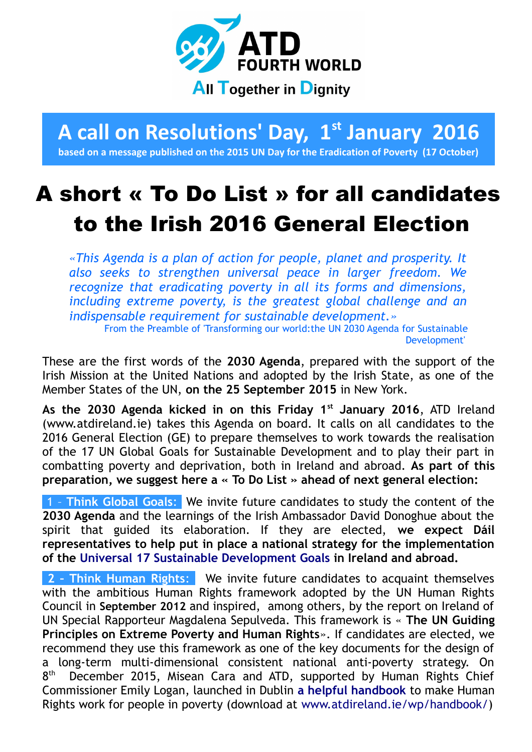**ATD FOURTH WORLD**

**All Together in Dignity**

## A call on Resolutions' Day, 1st January 2016

**based on a message published on the 2015 UN Day for the Eradication of Poverty (17 October)**

# A short « To Do List » for all candidates to the Irish 2016 General Election

*«This Agenda is a plan of action for people, planet and prosperity. It also seeks to strengthen universal peace in larger freedom. We recognize that eradicating poverty in all its forms and dimensions, including extreme poverty, is the greatest global challenge and an indispensable requirement for sustainable development.»*

From the Preamble of 'Transforming our world:the UN 2030 Agenda for Sustainable Development'

These are the first words of the **2030 Agenda**, prepared with the support of the Irish Mission at the United Nations and adopted by the Irish State, as one of the Member States of the UN, **on the 25 September 2015** in New York.

**As the 2030 Agenda kicked in on this Friday 1st January 2016**, ATD Ireland (www.atdireland.ie) takes this Agenda on board. It calls on all candidates to the 2016 General Election (GE) to prepare themselves to work towards the realisation of the 17 UN Global Goals for Sustainable Development and to play their part in combatting poverty and deprivation, both in Ireland and abroad. **As part of this preparation, we suggest here a « To Do List » ahead of next general election:**

**1 – Think Global Goals:** We invite future candidates to study the content of the **2030 Agenda** and the learnings of the Irish Ambassador David Donoghue about the spirit that guided its elaboration. If they are elected, **we expect Dáil representatives to help put in place a national strategy for the implementation of the Universal 17 Sustainable Development Goals in Ireland and abroad.**

**2 - Think Human Rights:** We invite future candidates to acquaint themselves with the ambitious Human Rights framework adopted by the UN Human Rights Council in **September 2012** and inspired, among others, by the report on Ireland of UN Special Rapporteur Magdalena Sepulveda. This framework is « **The UN Guiding Principles on Extreme Poverty and Human Rights**». If candidates are elected, we recommend they use this framework as one of the key documents for the design of a long-term multi-dimensional consistent national anti-poverty strategy. On 8th December 2015, Misean Cara and ATD, supported by Human Rights Chief Commissioner Emily Logan, launched in Dublin **a helpful handbook** to make Human Rights work for people in poverty (download at www.atdireland.ie/wp/handbook/)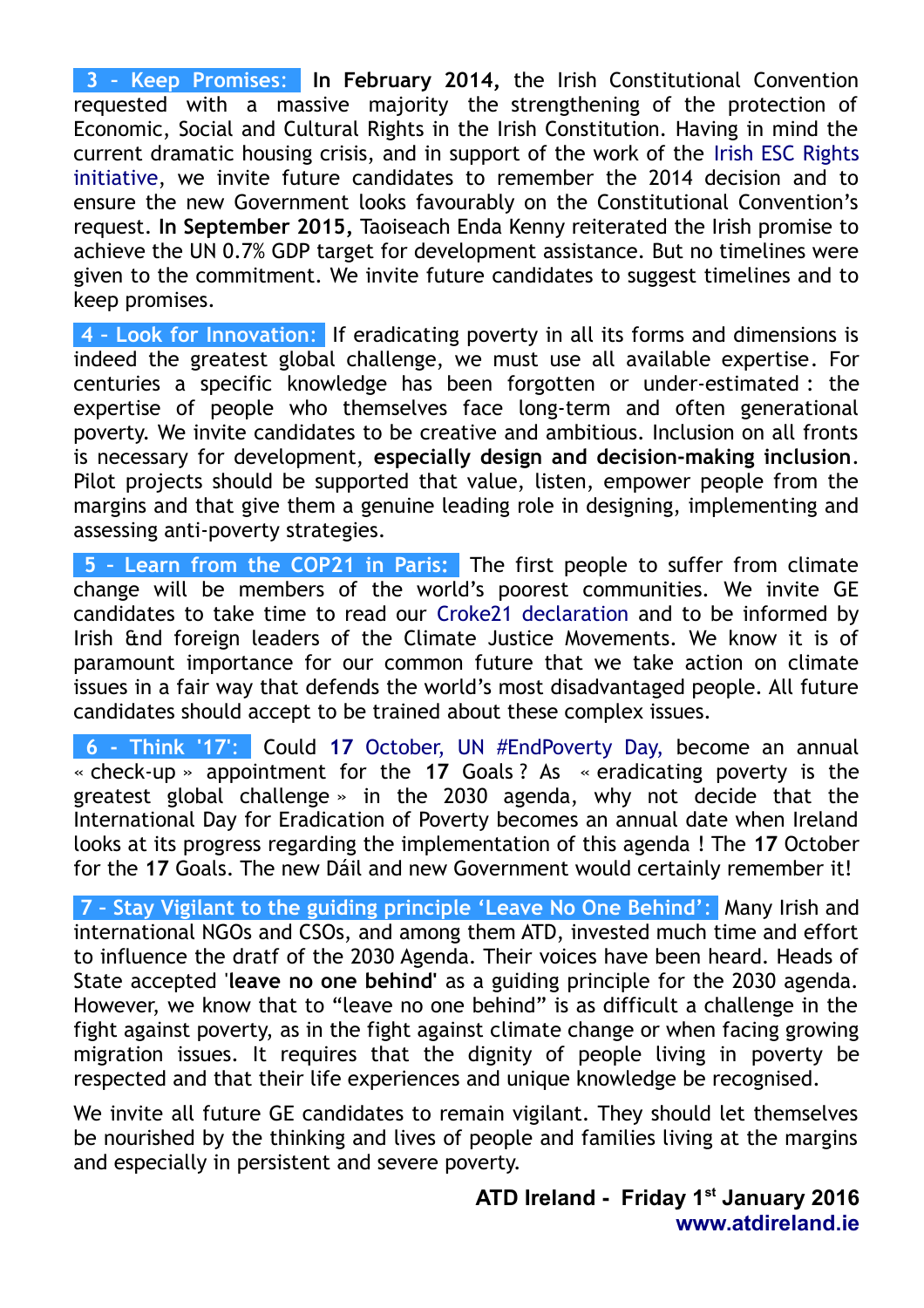**3 – Keep Promises:** **In February 2014,** the Irish Constitutional Convention requested with a massive majority the strengthening of the protection of Economic, Social and Cultural Rights in the Irish Constitution. Having in mind the current dramatic housing crisis, and in support of the work of the Irish ESC Rights initiative, we invite future candidates to remember the 2014 decision and to ensure the new Government looks favourably on the Constitutional Convention's request. **In September 2015,** Taoiseach Enda Kenny reiterated the Irish promise to achieve the UN 0.7% GDP target for development assistance. But no timelines were given to the commitment. We invite future candidates to suggest timelines and to keep promises.

**4 – Look for Innovation:** If eradicating poverty in all its forms and dimensions is indeed the greatest global challenge, we must use all available expertise. For centuries a specific knowledge has been forgotten or under-estimated : the expertise of people who themselves face long-term and often generational poverty. We invite candidates to be creative and ambitious. Inclusion on all fronts is necessary for development, **especially design and decision-making inclusion**. Pilot projects should be supported that value, listen, empower people from the margins and that give them a genuine leading role in designing, implementing and assessing anti-poverty strategies.

**5 – Learn from the COP21 in Paris:** The first people to suffer from climate change will be members of the world's poorest communities. We invite GE candidates to take time to read our Croke21 declaration and to be informed by Irish &nd foreign leaders of the Climate Justice Movements. We know it is of paramount importance for our common future that we take action on climate issues in a fair way that defends the world's most disadvantaged people. All future candidates should accept to be trained about these complex issues.

**6 – Think '17':** Could **17** October, UN #EndPoverty Day, become an annual « check-up » appointment for the **17** Goals ? As « eradicating poverty is the greatest global challenge » in the 2030 agenda, why not decide that the International Day for Eradication of Poverty becomes an annual date when Ireland looks at its progress regarding the implementation of this agenda ! The **17** October for the **17** Goals. The new Dáil and new Government would certainly remember it!

**7 – Stay Vigilant to the guiding principle 'Leave No One Behind':** Many Irish and international NGOs and CSOs, and among them ATD, invested much time and effort to influence the dratf of the 2030 Agenda. Their voices have been heard. Heads of State accepted '**leave no one behind**' as a guiding principle for the 2030 agenda. However, we know that to "leave no one behind" is as difficult a challenge in the fight against poverty, as in the fight against climate change or when facing growing migration issues. It requires that the dignity of people living in poverty be respected and that their life experiences and unique knowledge be recognised.

We invite all future GE candidates to remain vigilant. They should let themselves be nourished by the thinking and lives of people and families living at the margins and especially in persistent and severe poverty.

**ATD Ireland - Friday 1st January 2016**
**www.atdireland.ie**